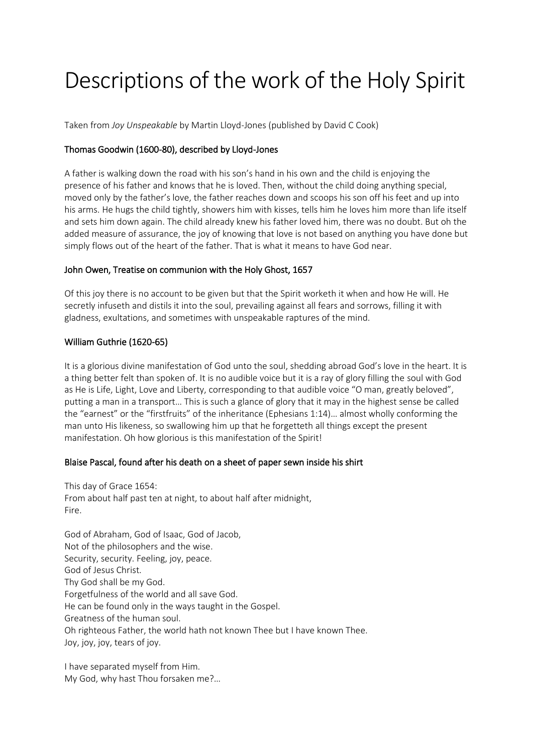# Descriptions of the work of the Holy Spirit

Taken from *Joy Unspeakable* by Martin Lloyd-Jones (published by David C Cook)

### Thomas Goodwin (1600-80), described by Lloyd-Jones

A father is walking down the road with his son's hand in his own and the child is enjoying the presence of his father and knows that he is loved. Then, without the child doing anything special, moved only by the father's love, the father reaches down and scoops his son off his feet and up into his arms. He hugs the child tightly, showers him with kisses, tells him he loves him more than life itself and sets him down again. The child already knew his father loved him, there was no doubt. But oh the added measure of assurance, the joy of knowing that love is not based on anything you have done but simply flows out of the heart of the father. That is what it means to have God near.

### John Owen, Treatise on communion with the Holy Ghost, 1657

Of this joy there is no account to be given but that the Spirit worketh it when and how He will. He secretly infuseth and distils it into the soul, prevailing against all fears and sorrows, filling it with gladness, exultations, and sometimes with unspeakable raptures of the mind.

### William Guthrie (1620-65)

It is a glorious divine manifestation of God unto the soul, shedding abroad God's love in the heart. It is a thing better felt than spoken of. It is no audible voice but it is a ray of glory filling the soul with God as He is Life, Light, Love and Liberty, corresponding to that audible voice "O man, greatly beloved", putting a man in a transport… This is such a glance of glory that it may in the highest sense be called the "earnest" or the "firstfruits" of the inheritance (Ephesians 1:14)… almost wholly conforming the man unto His likeness, so swallowing him up that he forgetteth all things except the present manifestation. Oh how glorious is this manifestation of the Spirit!

### Blaise Pascal, found after his death on a sheet of paper sewn inside his shirt

This day of Grace 1654:
From about half past ten at night, to about half after midnight,
Fire.

God of Abraham, God of Isaac, God of Jacob,
Not of the philosophers and the wise.
Security, security. Feeling, joy, peace.
God of Jesus Christ.
Thy God shall be my God.
Forgetfulness of the world and all save God.
He can be found only in the ways taught in the Gospel.
Greatness of the human soul.
Oh righteous Father, the world hath not known Thee but I have known Thee.
Joy, joy, joy, tears of joy.

I have separated myself from Him.
My God, why hast Thou forsaken me?…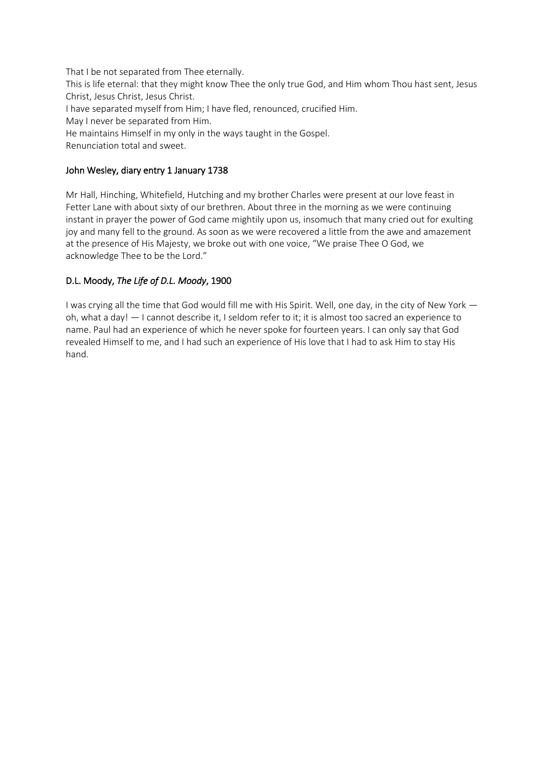That I be not separated from Thee eternally.
This is life eternal: that they might know Thee the only true God, and Him whom Thou hast sent, Jesus Christ, Jesus Christ, Jesus Christ.
I have separated myself from Him; I have fled, renounced, crucified Him.
May I never be separated from Him.
He maintains Himself in my only in the ways taught in the Gospel.
Renunciation total and sweet.

### John Wesley, diary entry 1 January 1738

Mr Hall, Hinching, Whitefield, Hutching and my brother Charles were present at our love feast in Fetter Lane with about sixty of our brethren. About three in the morning as we were continuing instant in prayer the power of God came mightily upon us, insomuch that many cried out for exulting joy and many fell to the ground. As soon as we were recovered a little from the awe and amazement at the presence of His Majesty, we broke out with one voice, "We praise Thee O God, we acknowledge Thee to be the Lord."

### D.L. Moody, *The Life of D.L. Moody*, 1900

I was crying all the time that God would fill me with His Spirit. Well, one day, in the city of New York — oh, what a day! — I cannot describe it, I seldom refer to it; it is almost too sacred an experience to name. Paul had an experience of which he never spoke for fourteen years. I can only say that God revealed Himself to me, and I had such an experience of His love that I had to ask Him to stay His hand.